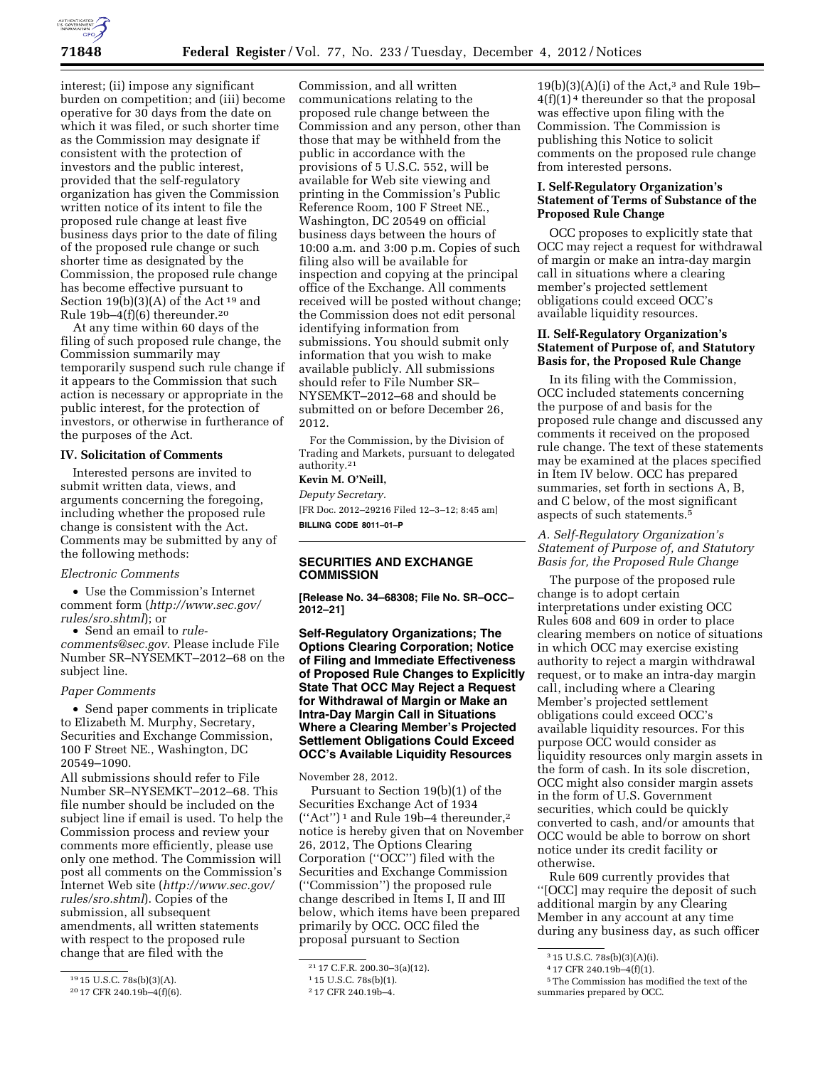interest; (ii) impose any significant burden on competition; and (iii) become operative for 30 days from the date on which it was filed, or such shorter time as the Commission may designate if consistent with the protection of investors and the public interest, provided that the self-regulatory organization has given the Commission written notice of its intent to file the proposed rule change at least five business days prior to the date of filing of the proposed rule change or such shorter time as designated by the Commission, the proposed rule change has become effective pursuant to Section 19(b)(3)(A) of the Act [19] and Rule 19b–4(f)(6) thereunder.[20]

At any time within 60 days of the filing of such proposed rule change, the Commission summarily may temporarily suspend such rule change if it appears to the Commission that such action is necessary or appropriate in the public interest, for the protection of investors, or otherwise in furtherance of the purposes of the Act.

### IV. Solicitation of Comments

Interested persons are invited to submit written data, views, and arguments concerning the foregoing, including whether the proposed rule change is consistent with the Act. Comments may be submitted by any of the following methods:

*Electronic Comments*

- Use the Commission's Internet comment form (*http://www.sec.gov/rules/sro.shtml*); or
- Send an email to *rule-comments@sec.gov*. Please include File Number SR–NYSEMKT–2012–68 on the subject line.

*Paper Comments*

- Send paper comments in triplicate to Elizabeth M. Murphy, Secretary, Securities and Exchange Commission, 100 F Street NE., Washington, DC 20549–1090.

All submissions should refer to File Number SR–NYSEMKT–2012–68. This file number should be included on the subject line if email is used. To help the Commission process and review your comments more efficiently, please use only one method. The Commission will post all comments on the Commission's Internet Web site (*http://www.sec.gov/rules/sro.shtml*). Copies of the submission, all subsequent amendments, all written statements with respect to the proposed rule change that are filed with the Commission, and all written communications relating to the proposed rule change between the Commission and any person, other than those that may be withheld from the public in accordance with the provisions of 5 U.S.C. 552, will be available for Web site viewing and printing in the Commission's Public Reference Room, 100 F Street NE., Washington, DC 20549 on official business days between the hours of 10:00 a.m. and 3:00 p.m. Copies of such filing also will be available for inspection and copying at the principal office of the Exchange. All comments received will be posted without change; the Commission does not edit personal identifying information from submissions. You should submit only information that you wish to make available publicly. All submissions should refer to File Number SR–NYSEMKT–2012–68 and should be submitted on or before December 26, 2012.

For the Commission, by the Division of Trading and Markets, pursuant to delegated authority.[21]

**Kevin M. O'Neill,**

*Deputy Secretary.*

[FR Doc. 2012–29216 Filed 12–3–12; 8:45 am]

**BILLING CODE 8011–01–P**

[19] 15 U.S.C. 78s(b)(3)(A).

[20] 17 CFR 240.19b–4(f)(6).

[21] 17 C.F.R. 200.30–3(a)(12).

---

## SECURITIES AND EXCHANGE COMMISSION

**[Release No. 34–68308; File No. SR–OCC–2012–21]**

## Self-Regulatory Organizations; The Options Clearing Corporation; Notice of Filing and Immediate Effectiveness of Proposed Rule Changes to Explicitly State That OCC May Reject a Request for Withdrawal of Margin or Make an Intra-Day Margin Call in Situations Where a Clearing Member's Projected Settlement Obligations Could Exceed OCC's Available Liquidity Resources

November 28, 2012.

Pursuant to Section 19(b)(1) of the Securities Exchange Act of 1934 (''Act'') [1] and Rule 19b–4 thereunder,[2] notice is hereby given that on November 26, 2012, The Options Clearing Corporation (''OCC'') filed with the Securities and Exchange Commission (''Commission'') the proposed rule change described in Items I, II and III below, which items have been prepared primarily by OCC. OCC filed the proposal pursuant to Section 19(b)(3)(A)(i) of the Act,[3] and Rule 19b–4(f)(1) [4] thereunder so that the proposal was effective upon filing with the Commission. The Commission is publishing this Notice to solicit comments on the proposed rule change from interested persons.

### I. Self-Regulatory Organization's Statement of Terms of Substance of the Proposed Rule Change

OCC proposes to explicitly state that OCC may reject a request for withdrawal of margin or make an intra-day margin call in situations where a clearing member's projected settlement obligations could exceed OCC's available liquidity resources.

### II. Self-Regulatory Organization's Statement of Purpose of, and Statutory Basis for, the Proposed Rule Change

In its filing with the Commission, OCC included statements concerning the purpose of and basis for the proposed rule change and discussed any comments it received on the proposed rule change. The text of these statements may be examined at the places specified in Item IV below. OCC has prepared summaries, set forth in sections A, B, and C below, of the most significant aspects of such statements.[5]

*A. Self-Regulatory Organization's Statement of Purpose of, and Statutory Basis for, the Proposed Rule Change*

The purpose of the proposed rule change is to adopt certain interpretations under existing OCC Rules 608 and 609 in order to place clearing members on notice of situations in which OCC may exercise existing authority to reject a margin withdrawal request, or to make an intra-day margin call, including where a Clearing Member's projected settlement obligations could exceed OCC's available liquidity resources. For this purpose OCC would consider as liquidity resources only margin assets in the form of cash. In its sole discretion, OCC might also consider margin assets in the form of U.S. Government securities, which could be quickly converted to cash, and/or amounts that OCC would be able to borrow on short notice under its credit facility or otherwise.

Rule 609 currently provides that ''[OCC] may require the deposit of such additional margin by any Clearing Member in any account at any time during any business day, as such officer

[1] 15 U.S.C. 78s(b)(1).

[2] 17 CFR 240.19b–4.

[3] 15 U.S.C. 78s(b)(3)(A)(i).

[4] 17 CFR 240.19b–4(f)(1).

[5] The Commission has modified the text of the summaries prepared by OCC.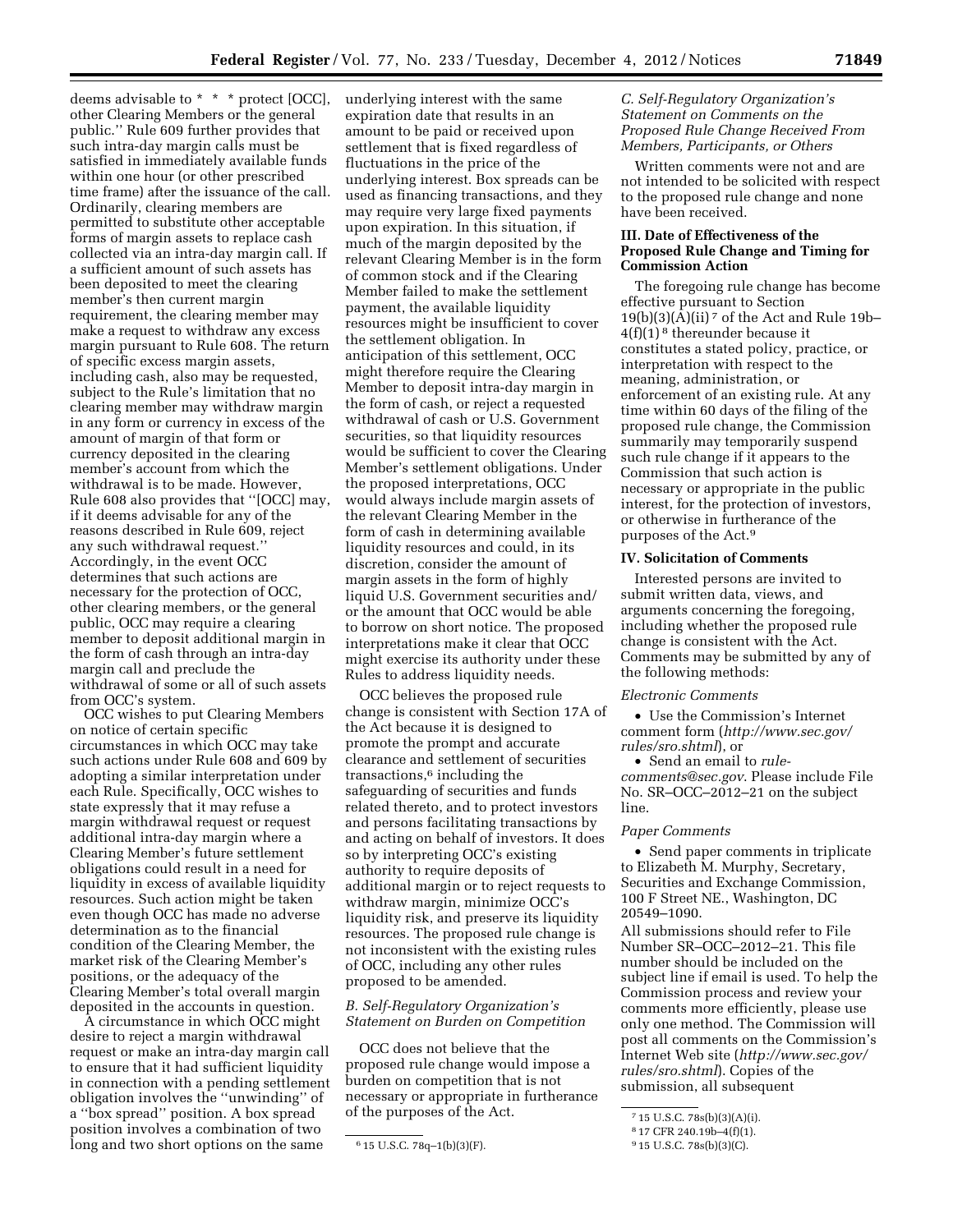deems advisable to * * * protect [OCC], other Clearing Members or the general public.'' Rule 609 further provides that such intra-day margin calls must be satisfied in immediately available funds within one hour (or other prescribed time frame) after the issuance of the call. Ordinarily, clearing members are permitted to substitute other acceptable forms of margin assets to replace cash collected via an intra-day margin call. If a sufficient amount of such assets has been deposited to meet the clearing member's then current margin requirement, the clearing member may make a request to withdraw any excess margin pursuant to Rule 608. The return of specific excess margin assets, including cash, also may be requested, subject to the Rule's limitation that no clearing member may withdraw margin in any form or currency in excess of the amount of margin of that form or currency deposited in the clearing member's account from which the withdrawal is to be made. However, Rule 608 also provides that ''[OCC] may, if it deems advisable for any of the reasons described in Rule 609, reject any such withdrawal request.'' Accordingly, in the event OCC determines that such actions are necessary for the protection of OCC, other clearing members, or the general public, OCC may require a clearing member to deposit additional margin in the form of cash through an intra-day margin call and preclude the withdrawal of some or all of such assets from OCC's system.

OCC wishes to put Clearing Members on notice of certain specific circumstances in which OCC may take such actions under Rule 608 and 609 by adopting a similar interpretation under each Rule. Specifically, OCC wishes to state expressly that it may refuse a margin withdrawal request or request additional intra-day margin where a Clearing Member's future settlement obligations could result in a need for liquidity in excess of available liquidity resources. Such action might be taken even though OCC has made no adverse determination as to the financial condition of the Clearing Member, the market risk of the Clearing Member's positions, or the adequacy of the Clearing Member's total overall margin deposited in the accounts in question.

A circumstance in which OCC might desire to reject a margin withdrawal request or make an intra-day margin call to ensure that it had sufficient liquidity in connection with a pending settlement obligation involves the ''unwinding'' of a ''box spread'' position. A box spread position involves a combination of two long and two short options on the same underlying interest with the same expiration date that results in an amount to be paid or received upon settlement that is fixed regardless of fluctuations in the price of the underlying interest. Box spreads can be used as financing transactions, and they may require very large fixed payments upon expiration. In this situation, if much of the margin deposited by the relevant Clearing Member is in the form of common stock and if the Clearing Member failed to make the settlement payment, the available liquidity resources might be insufficient to cover the settlement obligation. In anticipation of this settlement, OCC might therefore require the Clearing Member to deposit intra-day margin in the form of cash, or reject a requested withdrawal of cash or U.S. Government securities, so that liquidity resources would be sufficient to cover the Clearing Member's settlement obligations. Under the proposed interpretations, OCC would always include margin assets of the relevant Clearing Member in the form of cash in determining available liquidity resources and could, in its discretion, consider the amount of margin assets in the form of highly liquid U.S. Government securities and/or the amount that OCC would be able to borrow on short notice. The proposed interpretations make it clear that OCC might exercise its authority under these Rules to address liquidity needs.

OCC believes the proposed rule change is consistent with Section 17A of the Act because it is designed to promote the prompt and accurate clearance and settlement of securities transactions,[6] including the safeguarding of securities and funds related thereto, and to protect investors and persons facilitating transactions by and acting on behalf of investors. It does so by interpreting OCC's existing authority to require deposits of additional margin or to reject requests to withdraw margin, minimize OCC's liquidity risk, and preserve its liquidity resources. The proposed rule change is not inconsistent with the existing rules of OCC, including any other rules proposed to be amended.

*B. Self-Regulatory Organization's Statement on Burden on Competition*

OCC does not believe that the proposed rule change would impose a burden on competition that is not necessary or appropriate in furtherance of the purposes of the Act.

*C. Self-Regulatory Organization's Statement on Comments on the Proposed Rule Change Received From Members, Participants, or Others*

Written comments were not and are not intended to be solicited with respect to the proposed rule change and none have been received.

### III. Date of Effectiveness of the Proposed Rule Change and Timing for Commission Action

The foregoing rule change has become effective pursuant to Section 19(b)(3)(A)(ii)[7] of the Act and Rule 19b–4(f)(1)[8] thereunder because it constitutes a stated policy, practice, or interpretation with respect to the meaning, administration, or enforcement of an existing rule. At any time within 60 days of the filing of the proposed rule change, the Commission summarily may temporarily suspend such rule change if it appears to the Commission that such action is necessary or appropriate in the public interest, for the protection of investors, or otherwise in furtherance of the purposes of the Act.[9]

### IV. Solicitation of Comments

Interested persons are invited to submit written data, views, and arguments concerning the foregoing, including whether the proposed rule change is consistent with the Act. Comments may be submitted by any of the following methods:

*Electronic Comments*

- Use the Commission's Internet comment form (*http://www.sec.gov/rules/sro.shtml*), or
- Send an email to *rule-comments@sec.gov*. Please include File No. SR–OCC–2012–21 on the subject line.

*Paper Comments*

- Send paper comments in triplicate to Elizabeth M. Murphy, Secretary, Securities and Exchange Commission, 100 F Street NE., Washington, DC 20549–1090.

All submissions should refer to File Number SR–OCC–2012–21. This file number should be included on the subject line if email is used. To help the Commission process and review your comments more efficiently, please use only one method. The Commission will post all comments on the Commission's Internet Web site (*http://www.sec.gov/rules/sro.shtml*). Copies of the submission, all subsequent

---

[6] 15 U.S.C. 78q–1(b)(3)(F).

[7] 15 U.S.C. 78s(b)(3)(A)(i).

[8] 17 CFR 240.19b–4(f)(1).

[9] 15 U.S.C. 78s(b)(3)(C).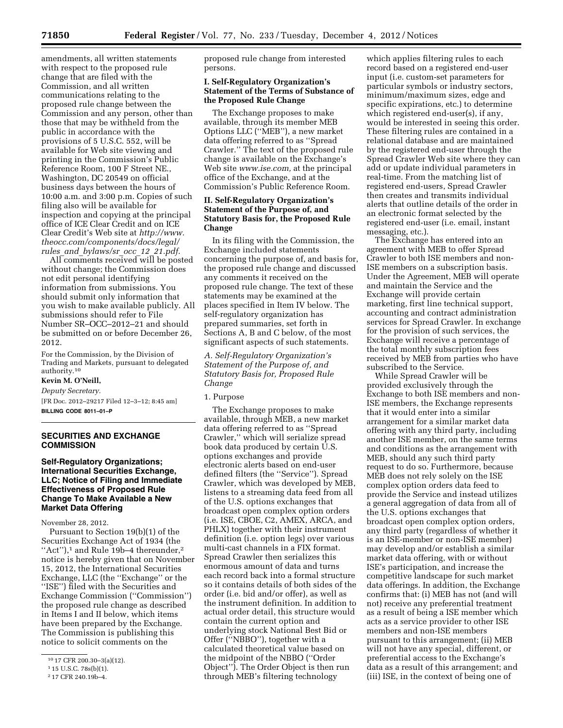amendments, all written statements with respect to the proposed rule change that are filed with the Commission, and all written communications relating to the proposed rule change between the Commission and any person, other than those that may be withheld from the public in accordance with the provisions of 5 U.S.C. 552, will be available for Web site viewing and printing in the Commission's Public Reference Room, 100 F Street NE., Washington, DC 20549 on official business days between the hours of 10:00 a.m. and 3:00 p.m. Copies of such filing also will be available for inspection and copying at the principal office of ICE Clear Credit and on ICE Clear Credit's Web site at *http://www.theocc.com/components/docs/legal/rules_and_bylaws/sr_occ_12_21.pdf*.

All comments received will be posted without change; the Commission does not edit personal identifying information from submissions. You should submit only information that you wish to make available publicly. All submissions should refer to File Number SR–OCC–2012–21 and should be submitted on or before December 26, 2012.

For the Commission, by the Division of Trading and Markets, pursuant to delegated authority.[10]

**Kevin M. O'Neill,**

*Deputy Secretary.*

[FR Doc. 2012–29217 Filed 12–3–12; 8:45 am]

**BILLING CODE 8011–01–P**

---

## SECURITIES AND EXCHANGE COMMISSION

### Self-Regulatory Organizations; International Securities Exchange, LLC; Notice of Filing and Immediate Effectiveness of Proposed Rule Change To Make Available a New Market Data Offering

November 28, 2012.

Pursuant to Section 19(b)(1) of the Securities Exchange Act of 1934 (the "Act"),[1] and Rule 19b–4 thereunder,[2] notice is hereby given that on November 15, 2012, the International Securities Exchange, LLC (the "Exchange" or the "ISE") filed with the Securities and Exchange Commission ("Commission") the proposed rule change as described in Items I and II below, which items have been prepared by the Exchange. The Commission is publishing this notice to solicit comments on the proposed rule change from interested persons.

#### I. Self-Regulatory Organization's Statement of the Terms of Substance of the Proposed Rule Change

The Exchange proposes to make available, through its member MEB Options LLC ("MEB"), a new market data offering referred to as "Spread Crawler." The text of the proposed rule change is available on the Exchange's Web site *www.ise.com,* at the principal office of the Exchange, and at the Commission's Public Reference Room.

#### II. Self-Regulatory Organization's Statement of the Purpose of, and Statutory Basis for, the Proposed Rule Change

In its filing with the Commission, the Exchange included statements concerning the purpose of, and basis for, the proposed rule change and discussed any comments it received on the proposed rule change. The text of these statements may be examined at the places specified in Item IV below. The self-regulatory organization has prepared summaries, set forth in Sections A, B and C below, of the most significant aspects of such statements.

*A. Self-Regulatory Organization's Statement of the Purpose of, and Statutory Basis for, Proposed Rule Change*

1. Purpose

The Exchange proposes to make available, through MEB, a new market data offering referred to as "Spread Crawler," which will serialize spread book data produced by certain U.S. options exchanges and provide electronic alerts based on end-user defined filters (the "Service"). Spread Crawler, which was developed by MEB, listens to a streaming data feed from all of the U.S. options exchanges that broadcast open complex option orders (i.e. ISE, CBOE, C2, AMEX, ARCA, and PHLX) together with their instrument definition (i.e. option legs) over various multi-cast channels in a FIX format. Spread Crawler then serializes this enormous amount of data and turns each record back into a formal structure so it contains details of both sides of the order (i.e. bid and/or offer), as well as the instrument definition. In addition to actual order detail, this structure would contain the current option and underlying stock National Best Bid or Offer ("NBBO"), together with a calculated theoretical value based on the midpoint of the NBBO ("Order Object"). The Order Object is then run through MEB's filtering technology which applies filtering rules to each record based on a registered end-user input (i.e. custom-set parameters for particular symbols or industry sectors, minimum/maximum sizes, edge and specific expirations, etc.) to determine which registered end-user(s), if any, would be interested in seeing this order. These filtering rules are contained in a relational database and are maintained by the registered end-user through the Spread Crawler Web site where they can add or update individual parameters in real-time. From the matching list of registered end-users, Spread Crawler then creates and transmits individual alerts that outline details of the order in an electronic format selected by the registered end-user (i.e. email, instant messaging, etc.).

The Exchange has entered into an agreement with MEB to offer Spread Crawler to both ISE members and non-ISE members on a subscription basis. Under the Agreement, MEB will operate and maintain the Service and the Exchange will provide certain marketing, first line technical support, accounting and contract administration services for Spread Crawler. In exchange for the provision of such services, the Exchange will receive a percentage of the total monthly subscription fees received by MEB from parties who have subscribed to the Service.

While Spread Crawler will be provided exclusively through the Exchange to both ISE members and non-ISE members, the Exchange represents that it would enter into a similar arrangement for a similar market data offering with any third party, including another ISE member, on the same terms and conditions as the arrangement with MEB, should any such third party request to do so. Furthermore, because MEB does not rely solely on the ISE complex option orders data feed to provide the Service and instead utilizes a general aggregation of data from all of the U.S. options exchanges that broadcast open complex option orders, any third party (regardless of whether it is an ISE-member or non-ISE member) may develop and/or establish a similar market data offering, with or without ISE's participation, and increase the competitive landscape for such market data offerings. In addition, the Exchange confirms that: (i) MEB has not (and will not) receive any preferential treatment as a result of being a ISE member which acts as a service provider to other ISE members and non-ISE members pursuant to this arrangement; (ii) MEB will not have any special, different, or preferential access to the Exchange's data as a result of this arrangement; and (iii) ISE, in the context of being one of

---

[10] 17 CFR 200.30–3(a)(12).

[1] 15 U.S.C. 78s(b)(1).

[2] 17 CFR 240.19b–4.